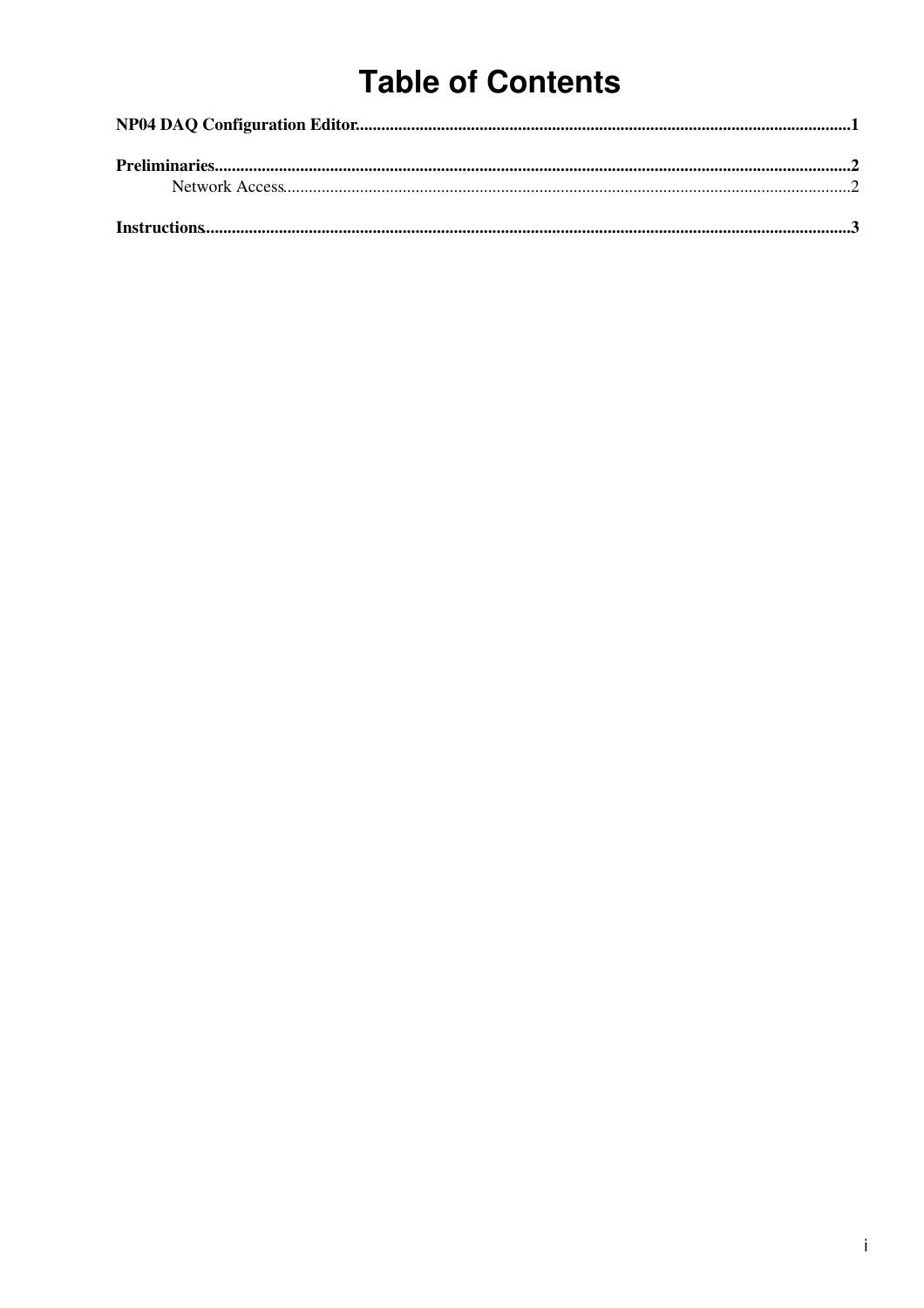# Table of Contents

**NP04 DAQ Configuration Editor**.....1

**Preliminaries**.....2

- Network Access.....2

**Instructions**.....3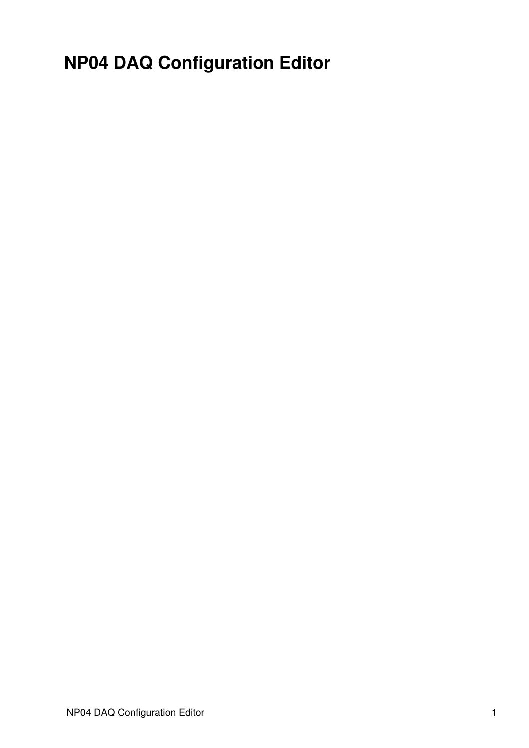# NP04 DAQ Configuration Editor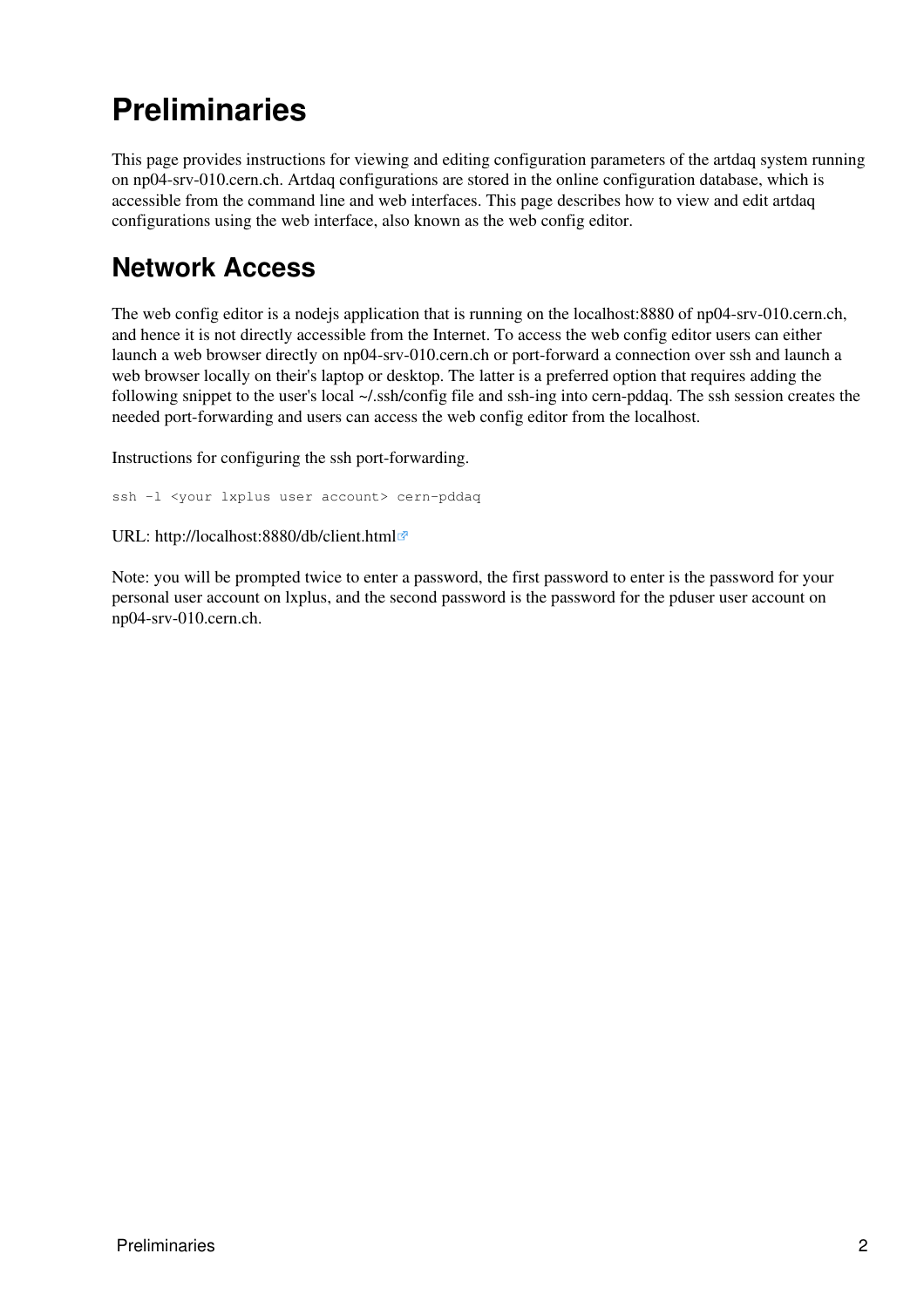# Preliminaries

This page provides instructions for viewing and editing configuration parameters of the artdaq system running on np04-srv-010.cern.ch. Artdaq configurations are stored in the online configuration database, which is accessible from the command line and web interfaces. This page describes how to view and edit artdaq configurations using the web interface, also known as the web config editor.

## Network Access

The web config editor is a nodejs application that is running on the localhost:8880 of np04-srv-010.cern.ch, and hence it is not directly accessible from the Internet. To access the web config editor users can either launch a web browser directly on np04-srv-010.cern.ch or port-forward a connection over ssh and launch a web browser locally on their's laptop or desktop. The latter is a preferred option that requires adding the following snippet to the user's local ~/.ssh/config file and ssh-ing into cern-pddaq. The ssh session creates the needed port-forwarding and users can access the web config editor from the localhost.

Instructions for configuring the ssh port-forwarding.

```
ssh -l <your lxplus user account> cern-pddaq
```

URL: http://localhost:8880/db/client.html

Note: you will be prompted twice to enter a password, the first password to enter is the password for your personal user account on lxplus, and the second password is the password for the pduser user account on np04-srv-010.cern.ch.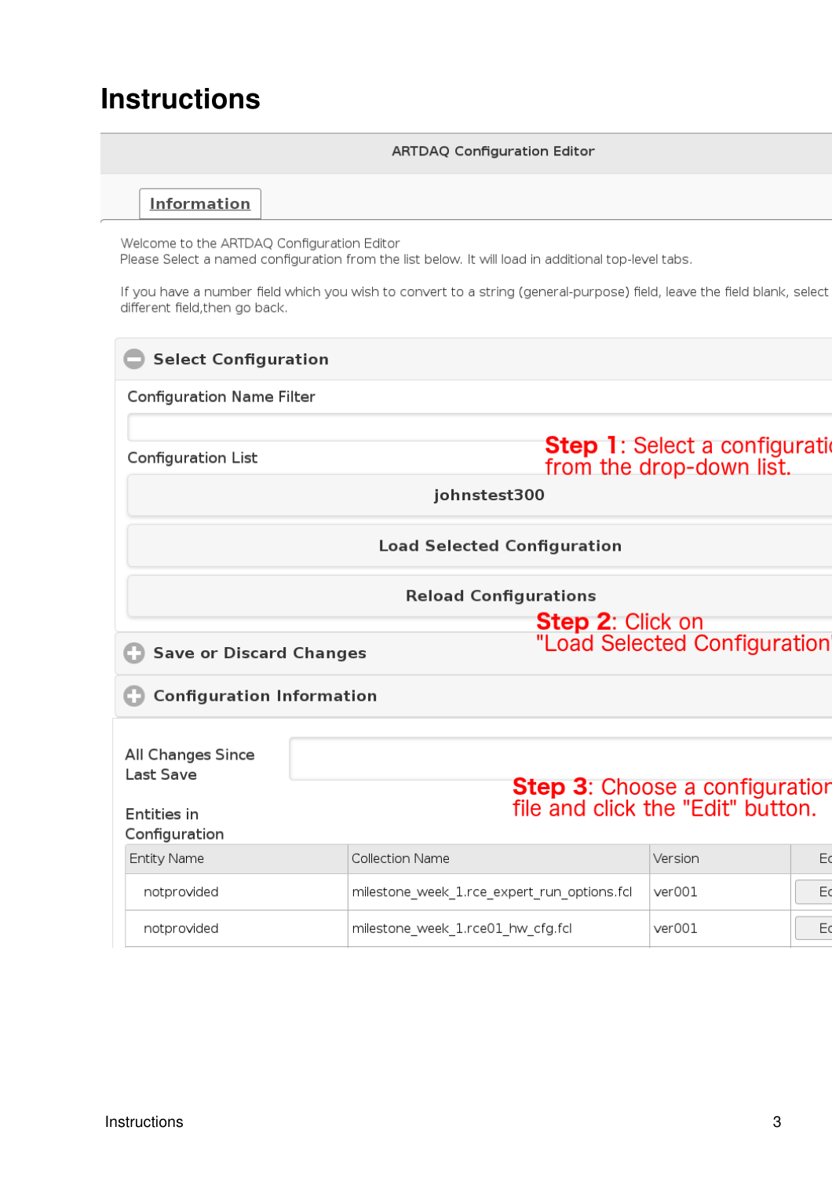# Instructions

ARTDAQ Configuration Editor

**Information**

Welcome to the ARTDAQ Configuration Editor
Please Select a named configuration from the list below. It will load in additional top-level tabs.

If you have a number field which you wish to convert to a string (general-purpose) field, leave the field blank, select different field,then go back.

**Select Configuration**

Configuration Name Filter

Configuration List

**Step 1**: Select a configuratio from the drop-down list.

johnstest300

Load Selected Configuration

Reload Configurations

**Step 2**: Click on "Load Selected Configuration"

**Save or Discard Changes**

**Configuration Information**

All Changes Since Last Save

**Step 3**: Choose a configuratio file and click the "Edit" button.

Entities in Configuration

| Entity Name | Collection Name | Version | Ed |
|---|---|---|---|
| notprovided | milestone_week_1.rce_expert_run_options.fcl | ver001 | Ed |
| notprovided | milestone_week_1.rce01_hw_cfg.fcl | ver001 | Ed |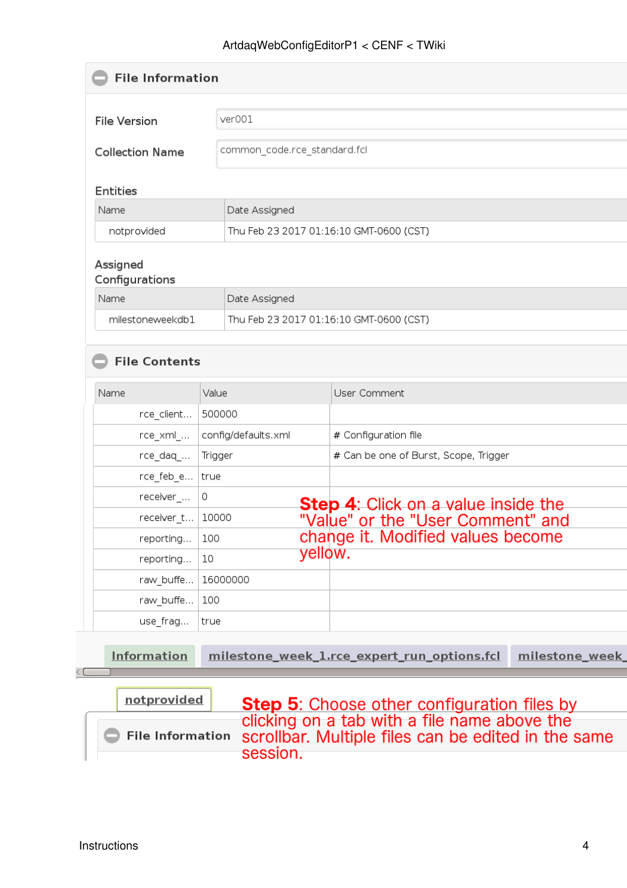## File Information

| | |
|---|---|
| File Version | ver001 |
| Collection Name | common_code.rce_standard.fcl |

### Entities

| Name | Date Assigned |
|---|---|
| notprovided | Thu Feb 23 2017 01:16:10 GMT-0600 (CST) |

### Assigned Configurations

| Name | Date Assigned |
|---|---|
| milestoneweekdb1 | Thu Feb 23 2017 01:16:10 GMT-0600 (CST) |

## File Contents

| Name | Value | User Comment |
|---|---|---|
| rce_client... | 500000 | |
| rce_xml_... | config/defaults.xml | # Configuration file |
| rce_daq_... | Trigger | # Can be one of Burst, Scope, Trigger |
| rce_feb_e... | true | |
| receiver_... | 0 | |
| receiver_t... | 10000 | |
| reporting... | 100 | |
| reporting... | 10 | |
| raw_buffe... | 16000000 | |
| raw_buffe... | 100 | |
| use_frag... | true | |

**Step 4**: Click on a value inside the "Value" or the "User Comment" and change it. Modified values become yellow.

Information | milestone_week_1.rce_expert_run_options.fcl | milestone_week_

notprovided

File Information

**Step 5**: Choose other configuration files by clicking on a tab with a file name above the scrollbar. Multiple files can be edited in the same session.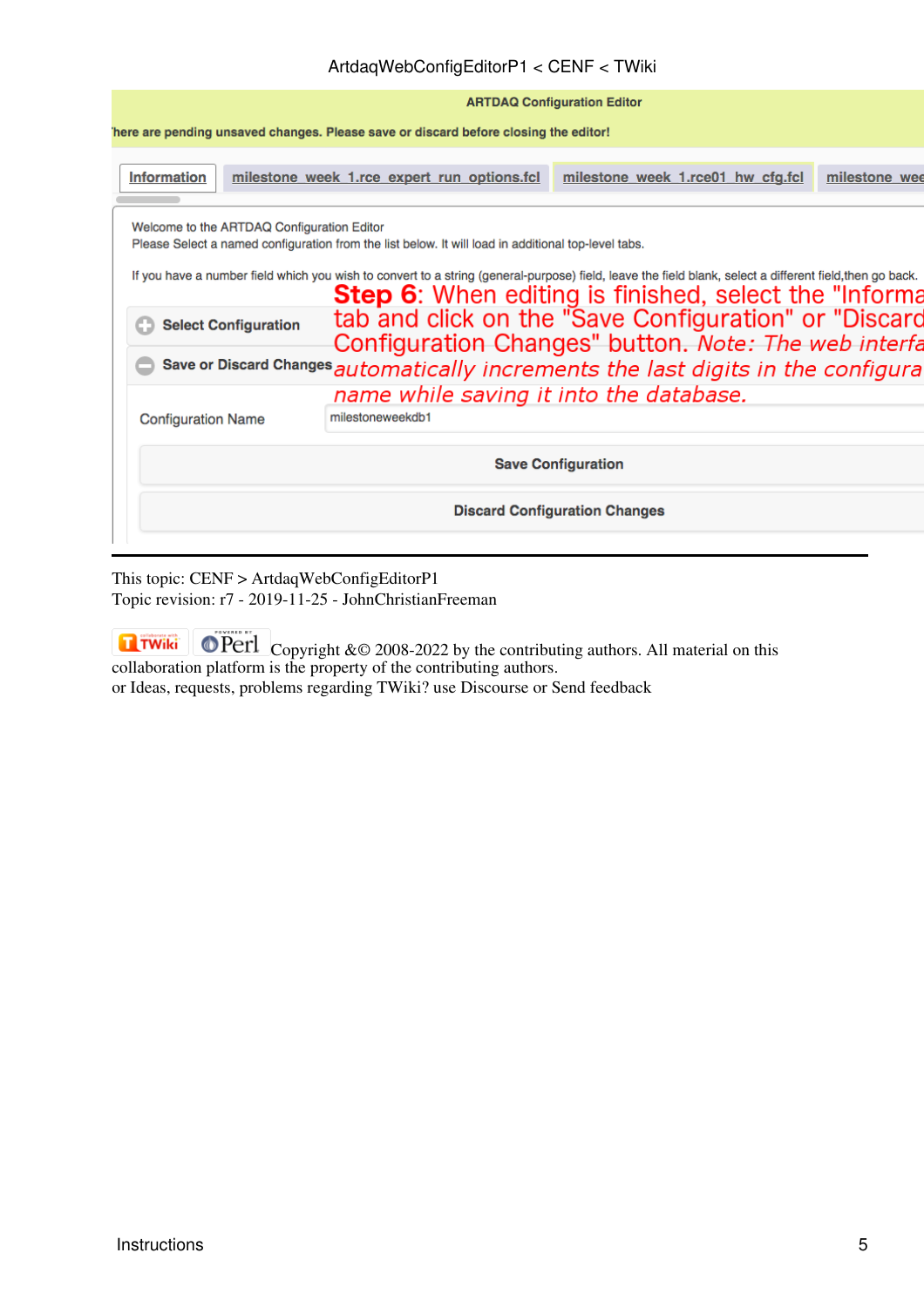ARTDAQ Configuration Editor

here are pending unsaved changes. Please save or discard before closing the editor!

Information | milestone_week_1.rce_expert_run_options.fcl | milestone_week_1.rce01_hw_cfg.fcl | milestone_wee

Welcome to the ARTDAQ Configuration Editor
Please Select a named configuration from the list below. It will load in additional top-level tabs.

If you have a number field which you wish to convert to a string (general-purpose) field, leave the field blank, select a different field,then go back.

**Step 6**: When editing is finished, select the "Informa tab and click on the "Save Configuration" or "Discard Configuration Changes" button. *Note: The web interfa automatically increments the last digits in the configura name while saving it into the database.*

Select Configuration

Save or Discard Changes

Configuration Name: milestoneweekdb1

Save Configuration

Discard Configuration Changes

---

This topic: CENF > ArtdaqWebConfigEditorP1
Topic revision: r7 - 2019-11-25 - JohnChristianFreeman

Copyright &© 2008-2022 by the contributing authors. All material on this collaboration platform is the property of the contributing authors.
or Ideas, requests, problems regarding TWiki? use Discourse or Send feedback